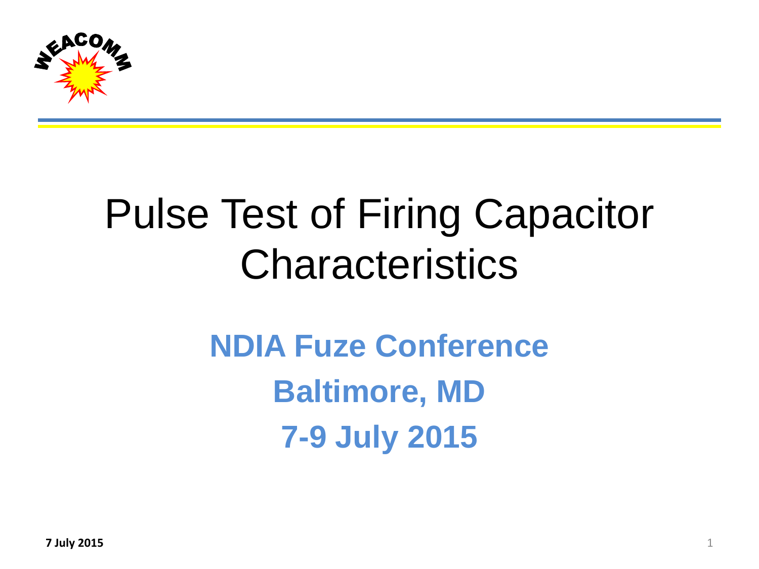# Pulse Test of Firing Capacitor Characteristics

**NDIA Fuze Conference**

**Baltimore, MD**

**7-9 July 2015**

**7 July 2015**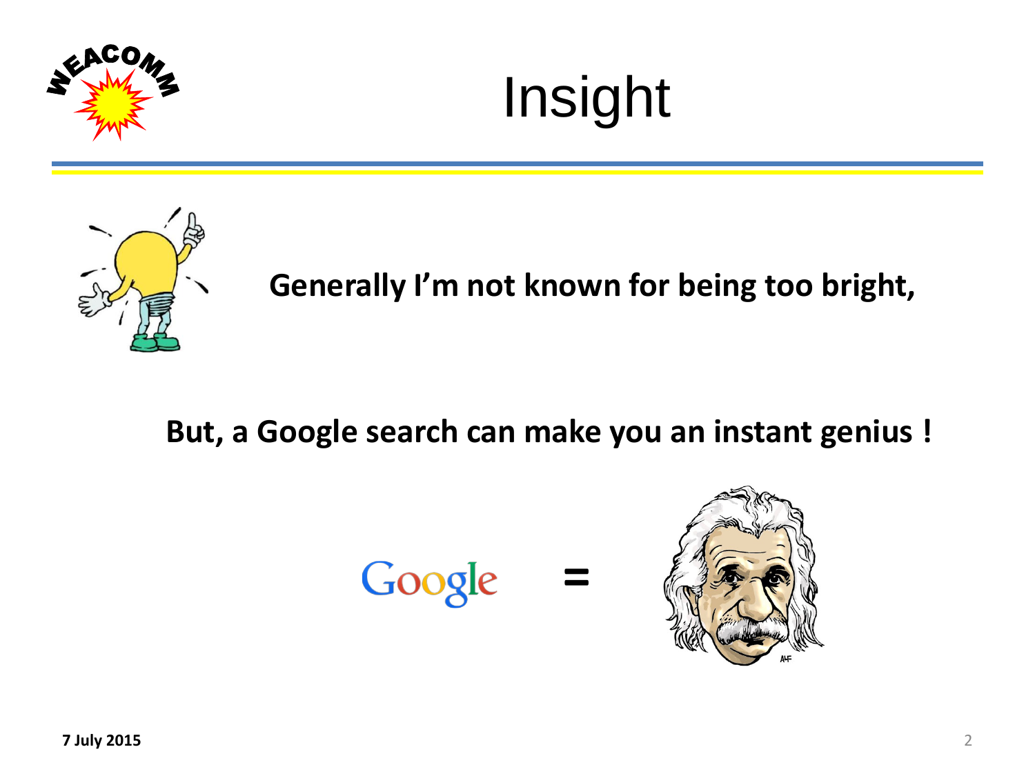# Insight

**Generally I'm not known for being too bright,**

**But, a Google search can make you an instant genius !**

Google =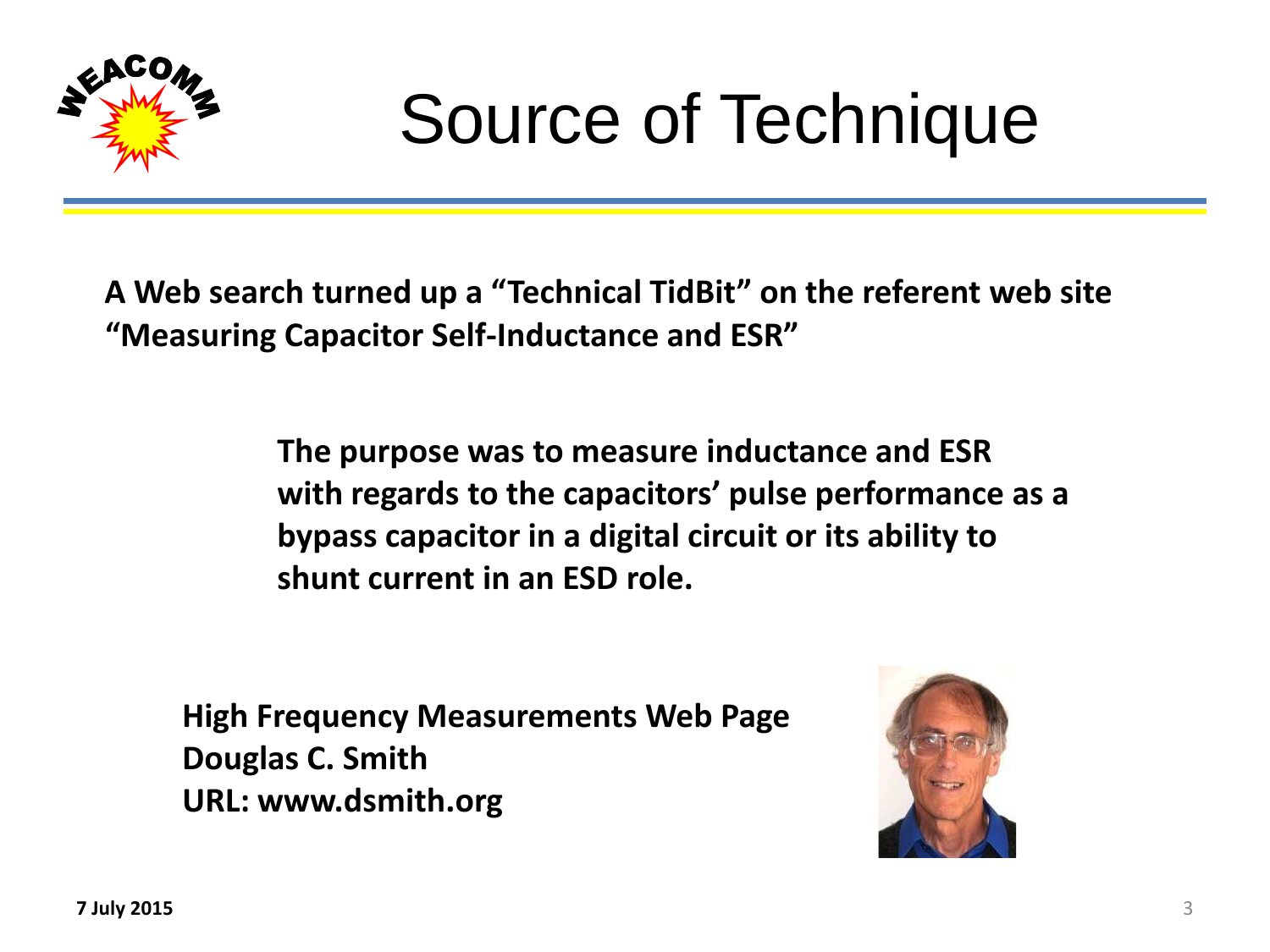# Source of Technique

**A Web search turned up a "Technical TidBit" on the referent web site "Measuring Capacitor Self-Inductance and ESR"**

**The purpose was to measure inductance and ESR with regards to the capacitors' pulse performance as a bypass capacitor in a digital circuit or its ability to shunt current in an ESD role.**

**High Frequency Measurements Web Page**
**Douglas C. Smith**
**URL: www.dsmith.org**

**7 July 2015**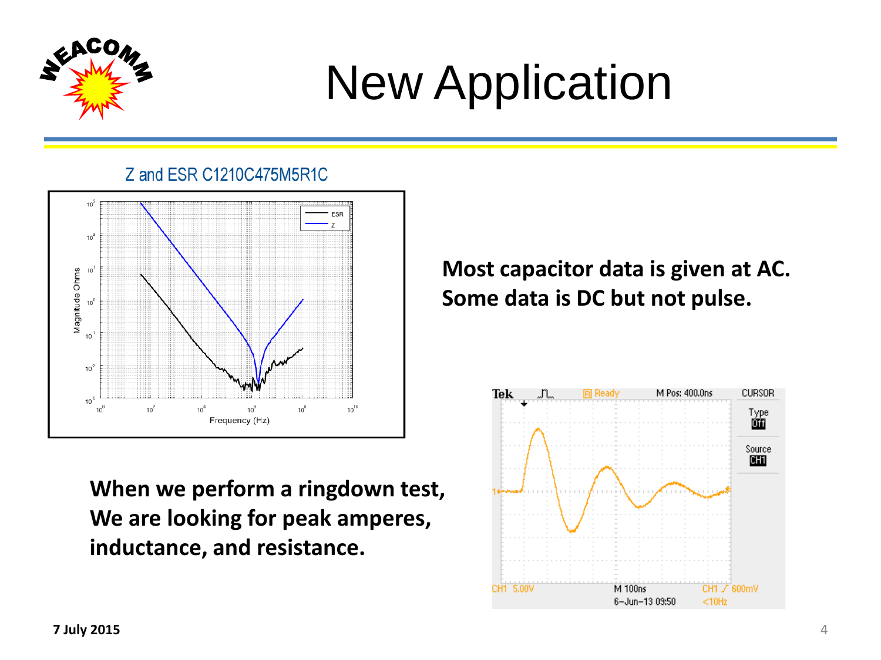# New Application

Z and ESR C1210C475M5R1C

**Most capacitor data is given at AC. Some data is DC but not pulse.**

**When we perform a ringdown test, We are looking for peak amperes, inductance, and resistance.**

7 July 2015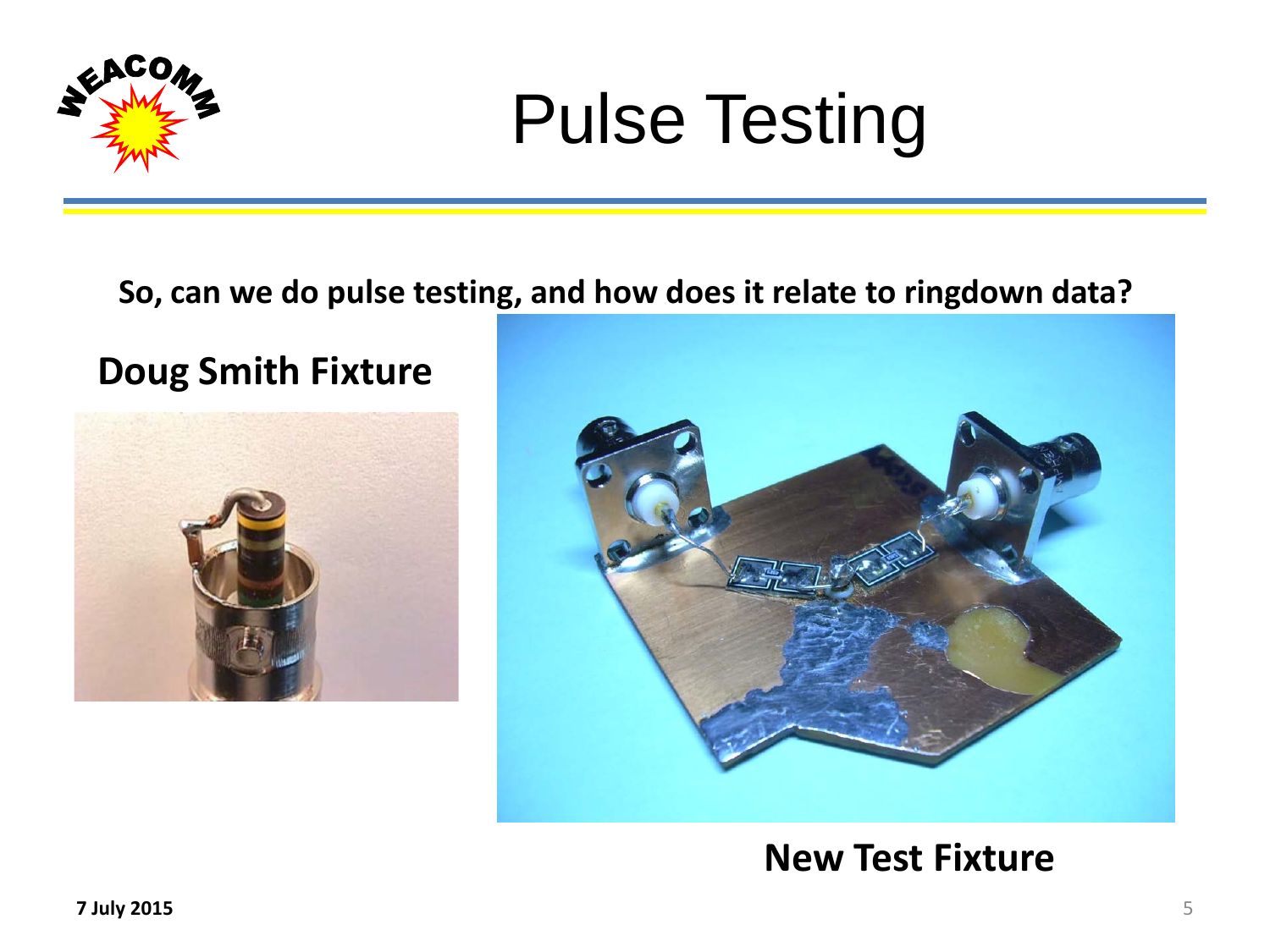# Pulse Testing

**So, can we do pulse testing, and how does it relate to ringdown data?**

**Doug Smith Fixture**

**New Test Fixture**

**7 July 2015**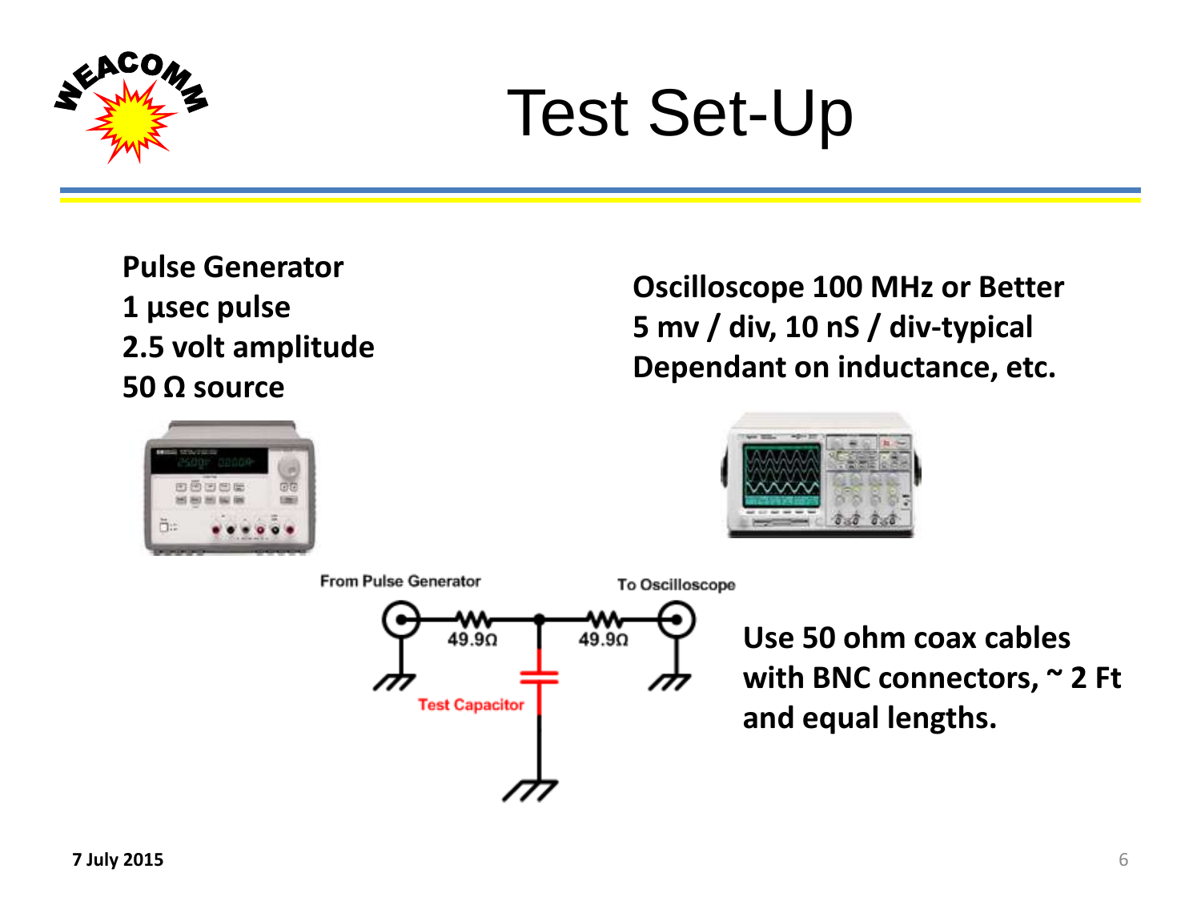# Test Set-Up

**Pulse Generator**
**1 µsec pulse**
**2.5 volt amplitude**
**50 Ω source**

**Oscilloscope 100 MHz or Better**
**5 mv / div, 10 nS / div-typical**
**Dependant on inductance, etc.**

From Pulse Generator

To Oscilloscope

49.9Ω

49.9Ω

Test Capacitor

**Use 50 ohm coax cables with BNC connectors, ~ 2 Ft and equal lengths.**

**7 July 2015**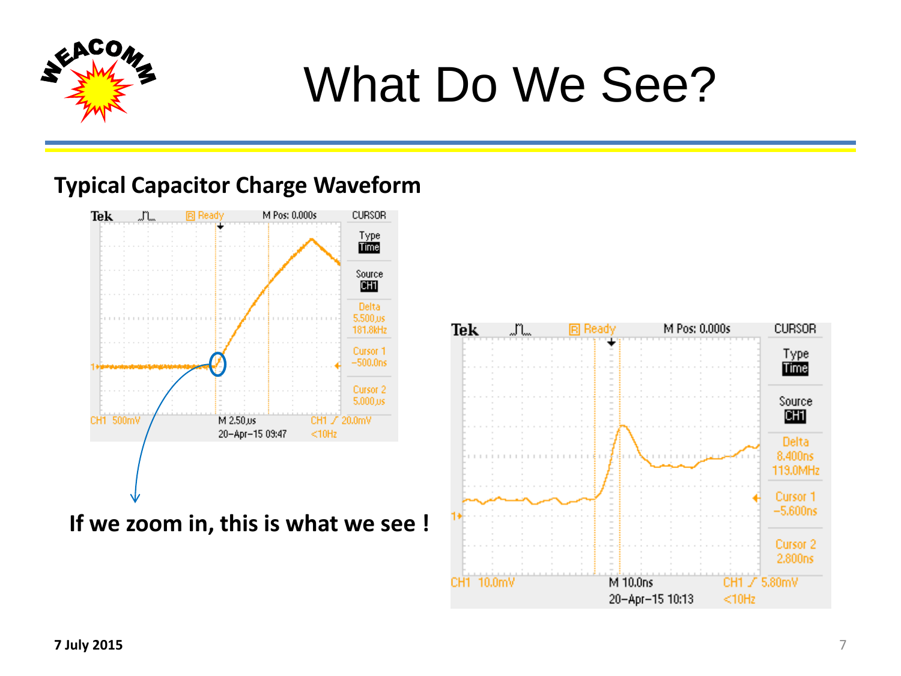# What Do We See?

**Typical Capacitor Charge Waveform**

**If we zoom in, this is what we see !**

**7 July 2015**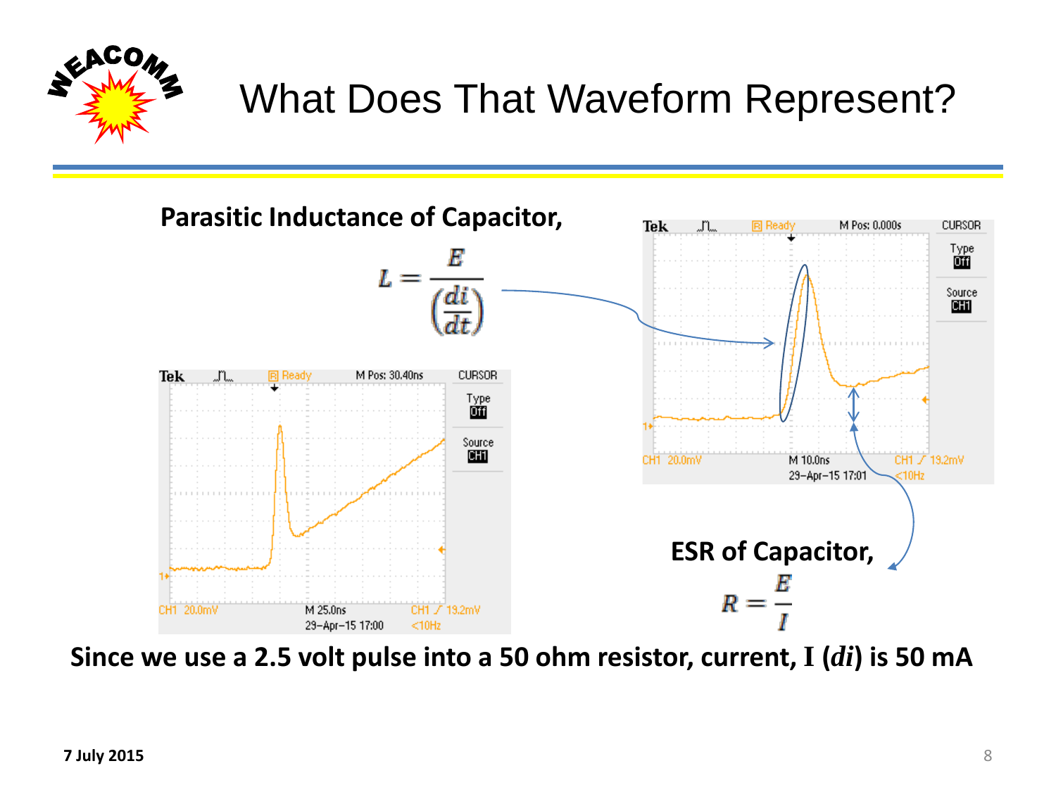# What Does That Waveform Represent?

**Parasitic Inductance of Capacitor,**

$$L = \frac{E}{\left(\frac{di}{dt}\right)}$$

**ESR of Capacitor,**

$$R = \frac{E}{I}$$

**Since we use a 2.5 volt pulse into a 50 ohm resistor, current, $I$ ($di$) is 50 mA**

7 July 2015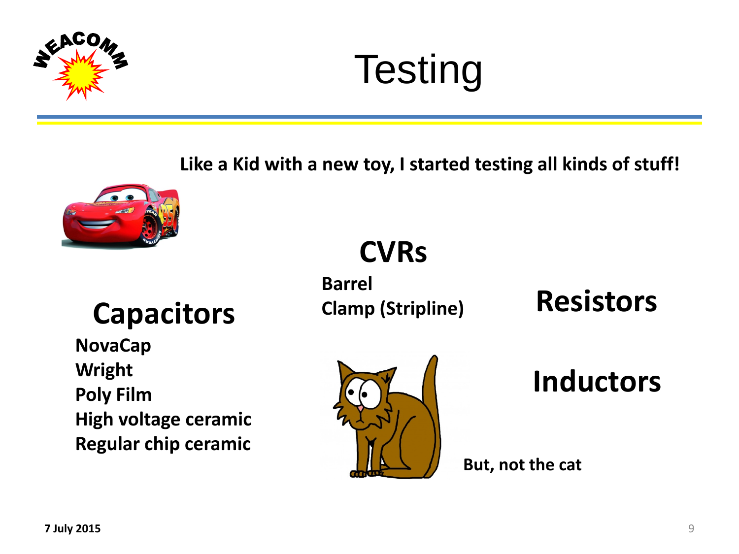# Testing

**Like a Kid with a new toy, I started testing all kinds of stuff!**

## CVRs

**Barrel**
**Clamp (Stripline)**

## Capacitors

**NovaCap**
**Wright**
**Poly Film**
**High voltage ceramic**
**Regular chip ceramic**

## Resistors

## Inductors

**But, not the cat**

**7 July 2015**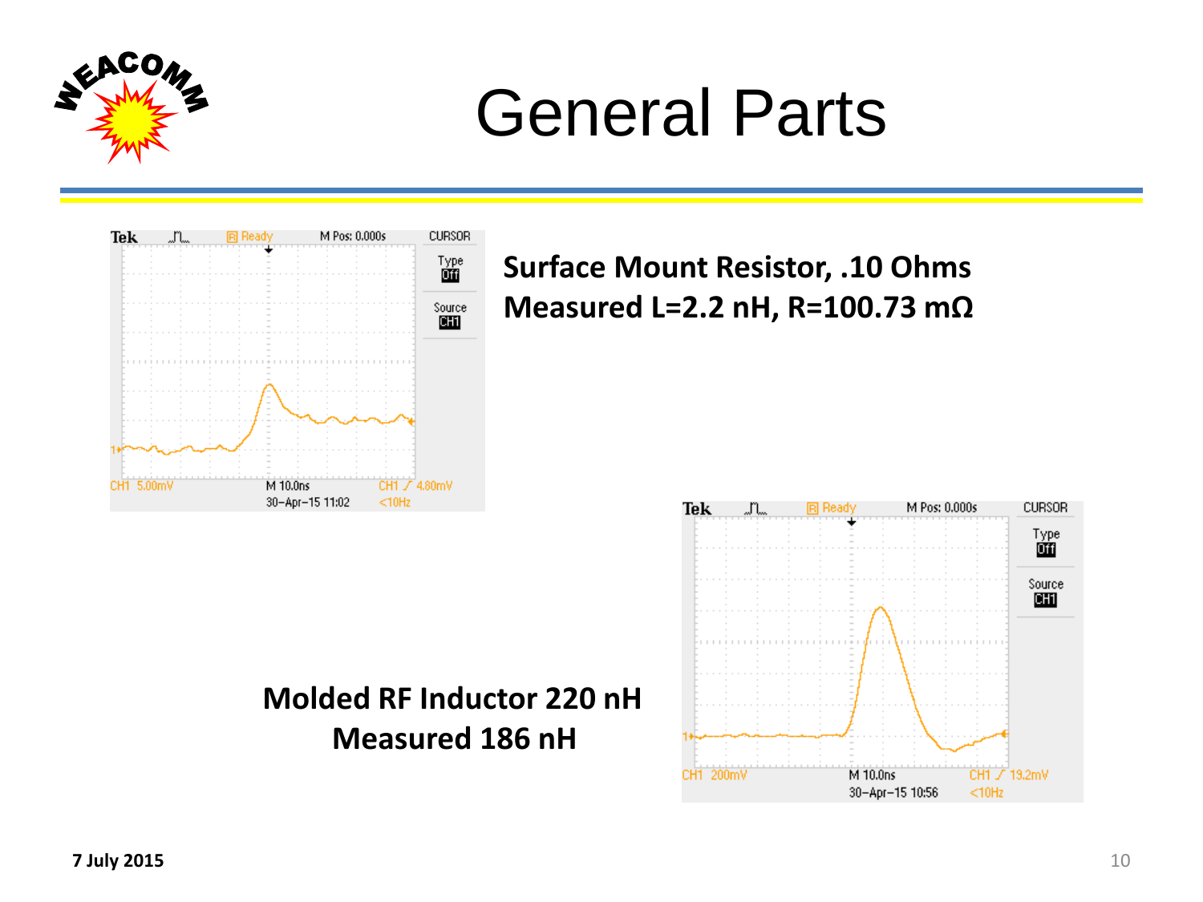# General Parts

**Surface Mount Resistor, .10 Ohms**
**Measured L=2.2 nH, R=100.73 mΩ**

**Molded RF Inductor 220 nH**
**Measured 186 nH**

**7 July 2015**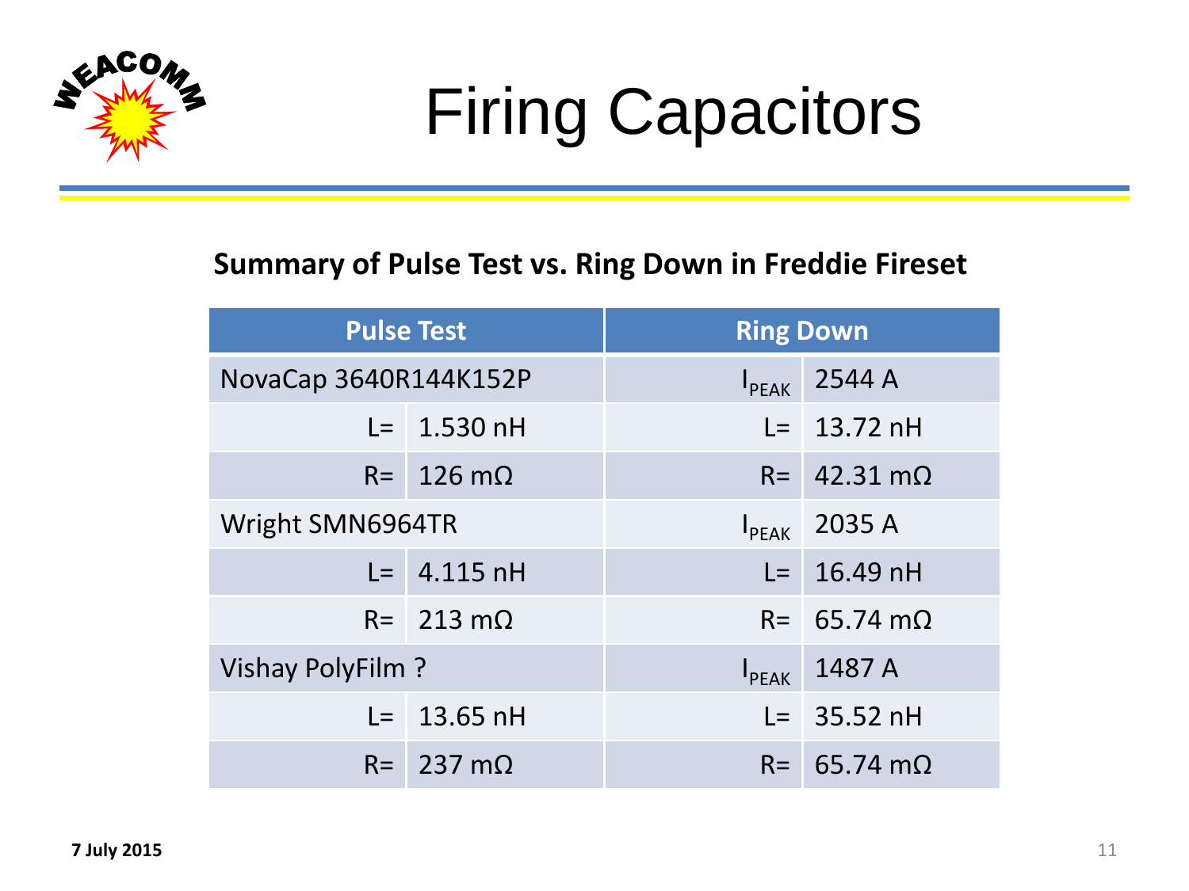# Firing Capacitors

**Summary of Pulse Test vs. Ring Down in Freddie Fireset**

| Pulse Test | | Ring Down | |
|---|---|---|---|
| NovaCap 3640R144K152P | | $I_{PEAK}$ | 2544 A |
| L= | 1.530 nH | L= | 13.72 nH |
| R= | 126 mΩ | R= | 42.31 mΩ |
| Wright SMN6964TR | | $I_{PEAK}$ | 2035 A |
| L= | 4.115 nH | L= | 16.49 nH |
| R= | 213 mΩ | R= | 65.74 mΩ |
| Vishay PolyFilm ? | | $I_{PEAK}$ | 1487 A |
| L= | 13.65 nH | L= | 35.52 nH |
| R= | 237 mΩ | R= | 65.74 mΩ |

7 July 2015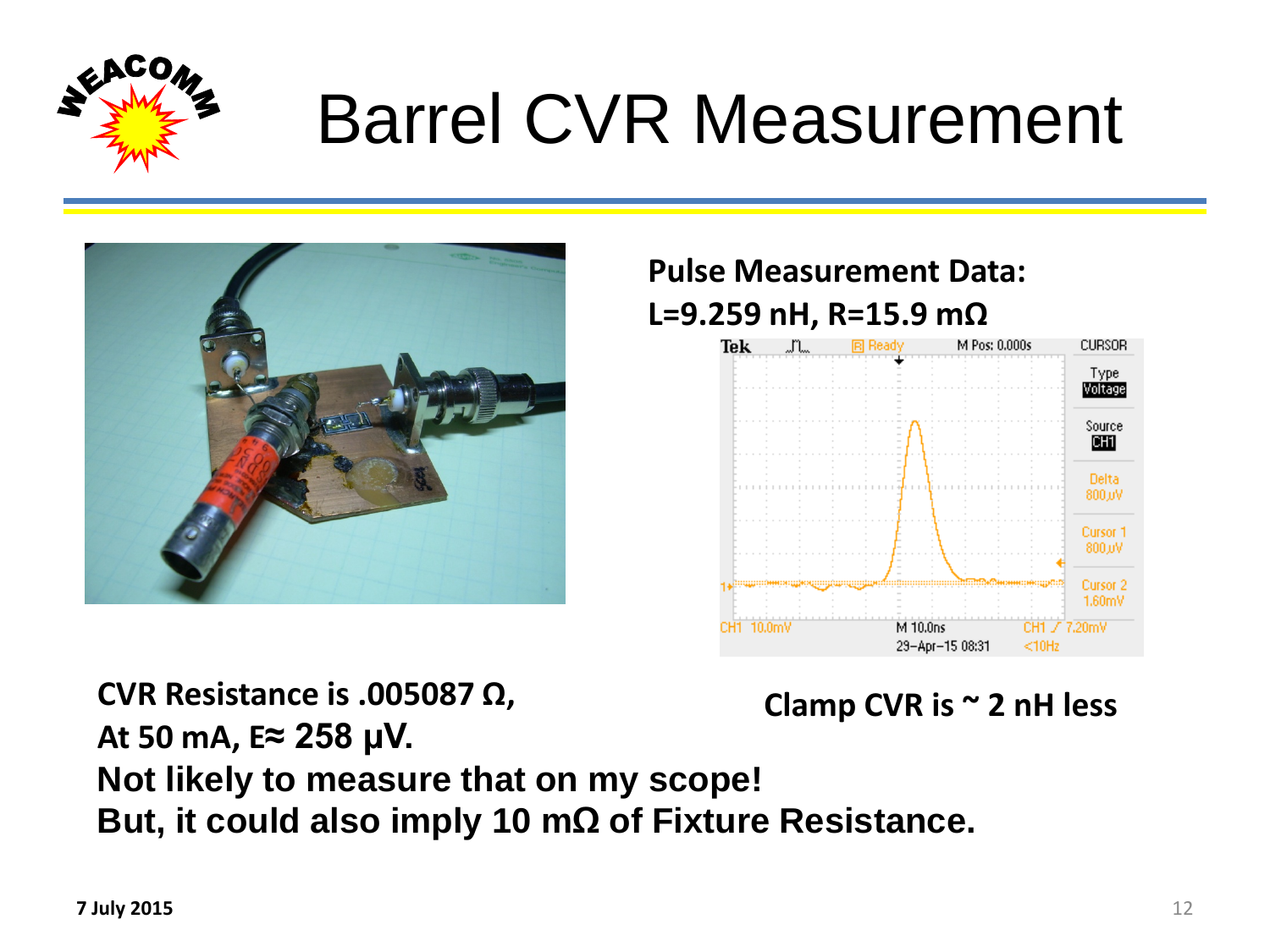# Barrel CVR Measurement

**Pulse Measurement Data:**
**L=9.259 nH, R=15.9 mΩ**

**CVR Resistance is .005087 Ω,**
**At 50 mA, E≈ 258 μV.**
**Not likely to measure that on my scope!**
**But, it could also imply 10 mΩ of Fixture Resistance.**

**Clamp CVR is ~ 2 nH less**

**7 July 2015**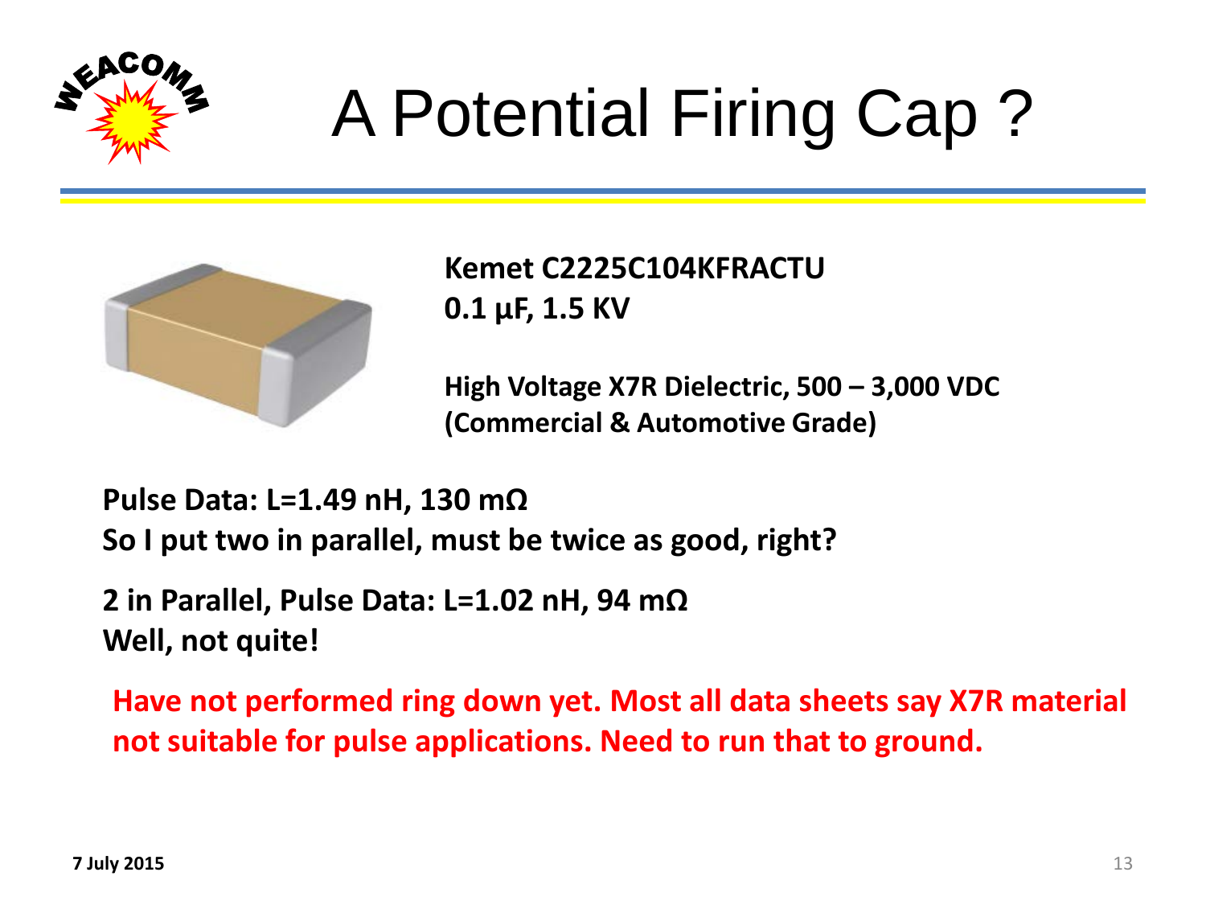# A Potential Firing Cap ?

**Kemet C2225C104KFRACTU**
**0.1 μF, 1.5 KV**

**High Voltage X7R Dielectric, 500 – 3,000 VDC**
**(Commercial & Automotive Grade)**

**Pulse Data: L=1.49 nH, 130 mΩ**
**So I put two in parallel, must be twice as good, right?**

**2 in Parallel, Pulse Data: L=1.02 nH, 94 mΩ**
**Well, not quite!**

**Have not performed ring down yet. Most all data sheets say X7R material not suitable for pulse applications. Need to run that to ground.**

**7 July 2015**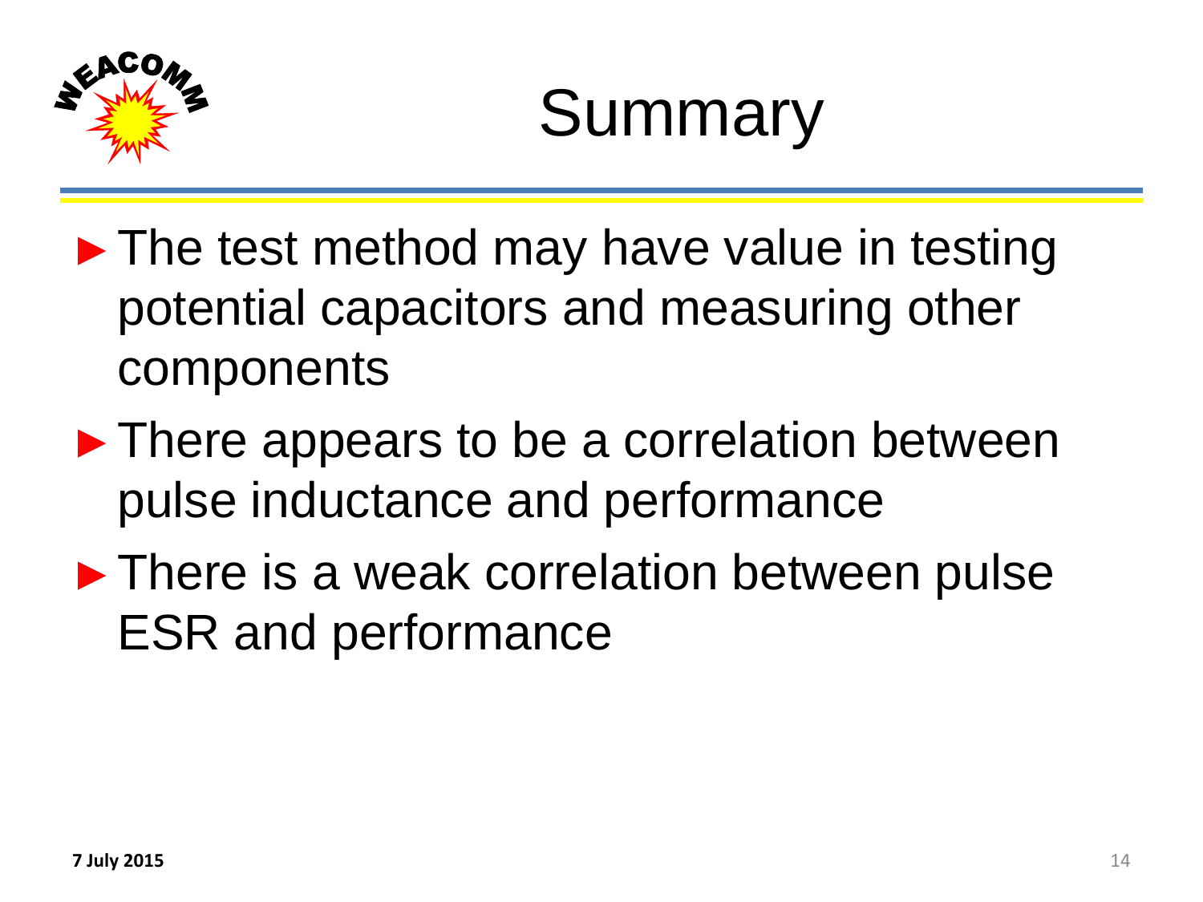# Summary

- The test method may have value in testing potential capacitors and measuring other components
- There appears to be a correlation between pulse inductance and performance
- There is a weak correlation between pulse ESR and performance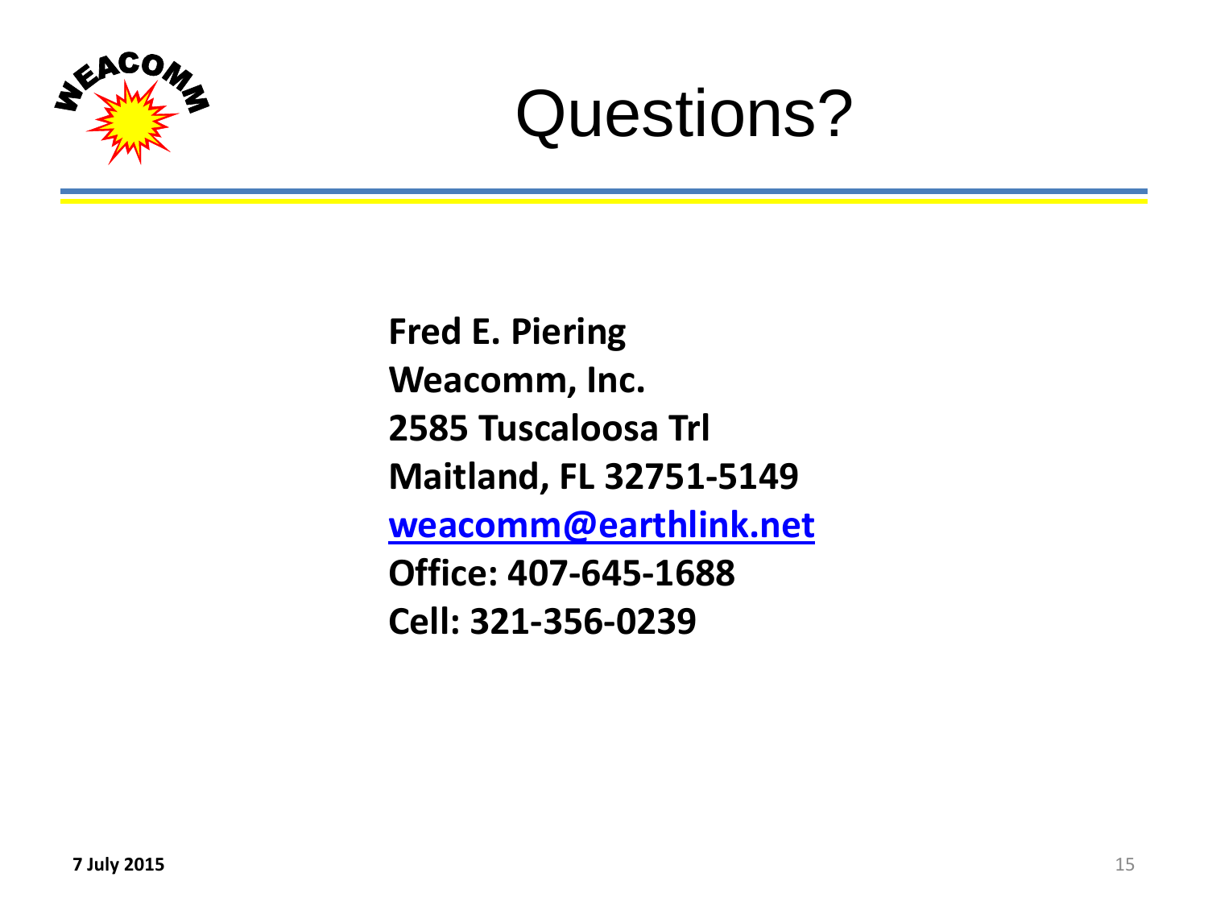# Questions?

**Fred E. Piering**
**Weacomm, Inc.**
**2585 Tuscaloosa Trl**
**Maitland, FL 32751-5149**
**weacomm@earthlink.net**
**Office: 407-645-1688**
**Cell: 321-356-0239**

**7 July 2015**